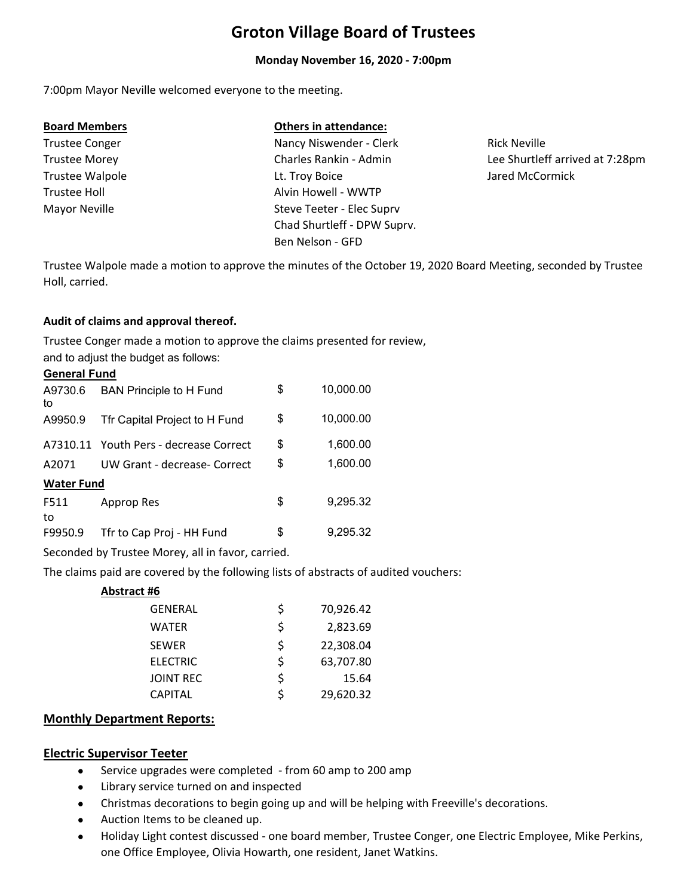# Groton Village Board of Trustees

**Monday November 16, 2020 - 7:00pm**

7:00pm Mayor Neville welcomed everyone to the meeting.

| **Board Members** | **Others in attendance:** | |
|---|---|---|
| Trustee Conger | Nancy Niswender - Clerk | Rick Neville |
| Trustee Morey | Charles Rankin - Admin | Lee Shurtleff arrived at 7:28pm |
| Trustee Walpole | Lt. Troy Boice | Jared McCormick |
| Trustee Holl | Alvin Howell - WWTP | |
| Mayor Neville | Steve Teeter - Elec Suprv | |
| | Chad Shurtleff - DPW Suprv. | |
| | Ben Nelson - GFD | |

Trustee Walpole made a motion to approve the minutes of the October 19, 2020 Board Meeting, seconded by Trustee Holl, carried.

**Audit of claims and approval thereof.**

Trustee Conger made a motion to approve the claims presented for review, and to adjust the budget as follows:

| | | | |
|---|---|---|---|
| **General Fund** | | | |
| A9730.6 to | BAN Principle to H Fund | $ | 10,000.00 |
| A9950.9 | Tfr Capital Project to H Fund | $ | 10,000.00 |
| A7310.11 | Youth Pers - decrease Correct | $ | 1,600.00 |
| A2071 | UW Grant - decrease- Correct | $ | 1,600.00 |
| **Water Fund** | | | |
| F511 to | Approp Res | $ | 9,295.32 |
| F9950.9 | Tfr to Cap Proj - HH Fund | $ | 9,295.32 |

Seconded by Trustee Morey, all in favor, carried.

The claims paid are covered by the following lists of abstracts of audited vouchers:

**Abstract #6**

| | | |
|---|---|---|
| GENERAL | $ | 70,926.42 |
| WATER | $ | 2,823.69 |
| SEWER | $ | 22,308.04 |
| ELECTRIC | $ | 63,707.80 |
| JOINT REC | $ | 15.64 |
| CAPITAL | $ | 29,620.32 |

## Monthly Department Reports:

### Electric Supervisor Teeter

- Service upgrades were completed - from 60 amp to 200 amp
- Library service turned on and inspected
- Christmas decorations to begin going up and will be helping with Freeville's decorations.
- Auction Items to be cleaned up.
- Holiday Light contest discussed - one board member, Trustee Conger, one Electric Employee, Mike Perkins, one Office Employee, Olivia Howarth, one resident, Janet Watkins.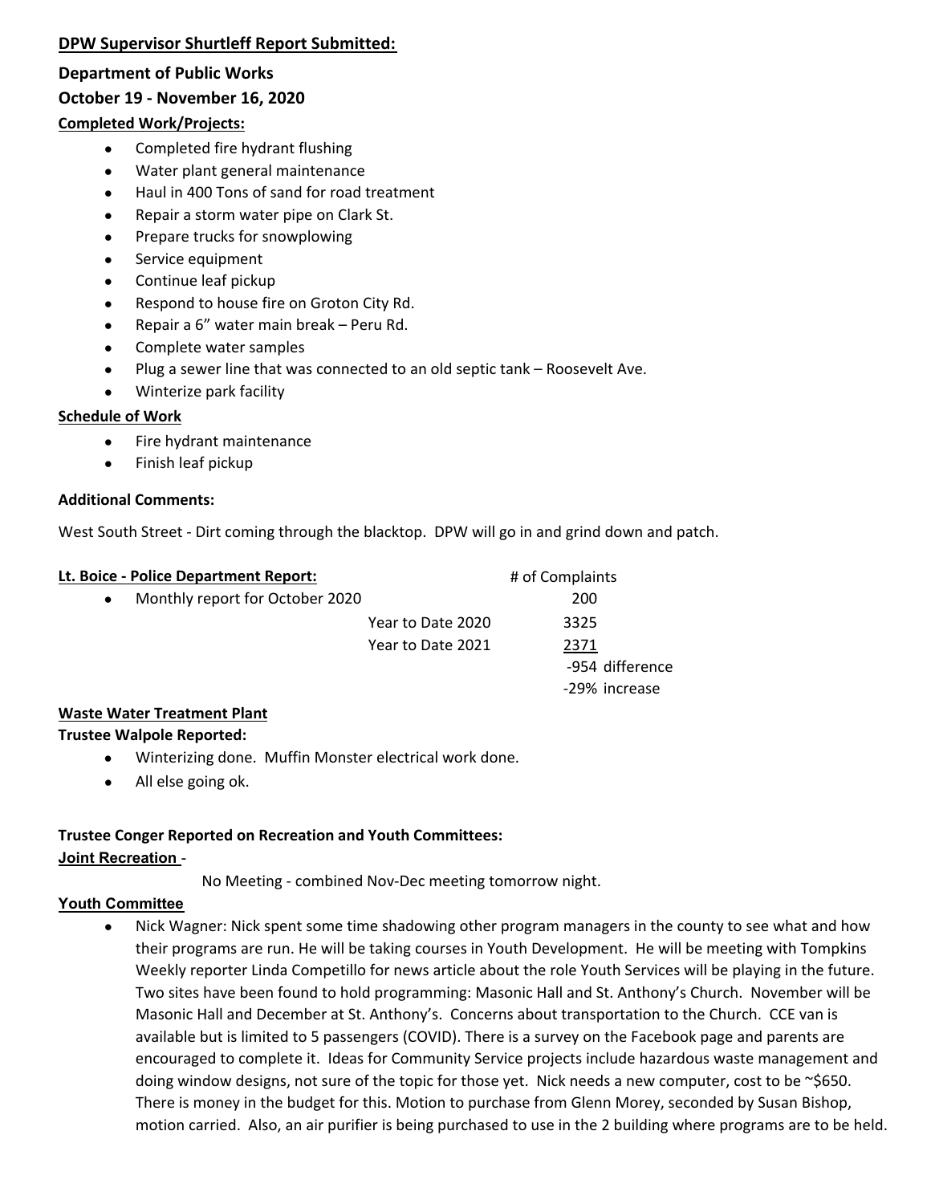**DPW Supervisor Shurtleff Report Submitted:**

**Department of Public Works**

**October 19 - November 16, 2020**

**Completed Work/Projects:**

- Completed fire hydrant flushing
- Water plant general maintenance
- Haul in 400 Tons of sand for road treatment
- Repair a storm water pipe on Clark St.
- Prepare trucks for snowplowing
- Service equipment
- Continue leaf pickup
- Respond to house fire on Groton City Rd.
- Repair a 6" water main break – Peru Rd.
- Complete water samples
- Plug a sewer line that was connected to an old septic tank – Roosevelt Ave.
- Winterize park facility

**Schedule of Work**

- Fire hydrant maintenance
- Finish leaf pickup

**Additional Comments:**

West South Street - Dirt coming through the blacktop. DPW will go in and grind down and patch.

**Lt. Boice - Police Department Report:**

| | | # of Complaints |
|---|---|---|
| • Monthly report for October 2020 | | 200 |
| | Year to Date 2020 | 3325 |
| | Year to Date 2021 | 2371 |
| | | -954 difference |
| | | -29% increase |

**Waste Water Treatment Plant**

**Trustee Walpole Reported:**

- Winterizing done. Muffin Monster electrical work done.
- All else going ok.

**Trustee Conger Reported on Recreation and Youth Committees:**

**Joint Recreation** -

No Meeting - combined Nov-Dec meeting tomorrow night.

**Youth Committee**

- Nick Wagner: Nick spent some time shadowing other program managers in the county to see what and how their programs are run. He will be taking courses in Youth Development. He will be meeting with Tompkins Weekly reporter Linda Competillo for news article about the role Youth Services will be playing in the future. Two sites have been found to hold programming: Masonic Hall and St. Anthony's Church. November will be Masonic Hall and December at St. Anthony's. Concerns about transportation to the Church. CCE van is available but is limited to 5 passengers (COVID). There is a survey on the Facebook page and parents are encouraged to complete it. Ideas for Community Service projects include hazardous waste management and doing window designs, not sure of the topic for those yet. Nick needs a new computer, cost to be ~$650. There is money in the budget for this. Motion to purchase from Glenn Morey, seconded by Susan Bishop, motion carried. Also, an air purifier is being purchased to use in the 2 building where programs are to be held.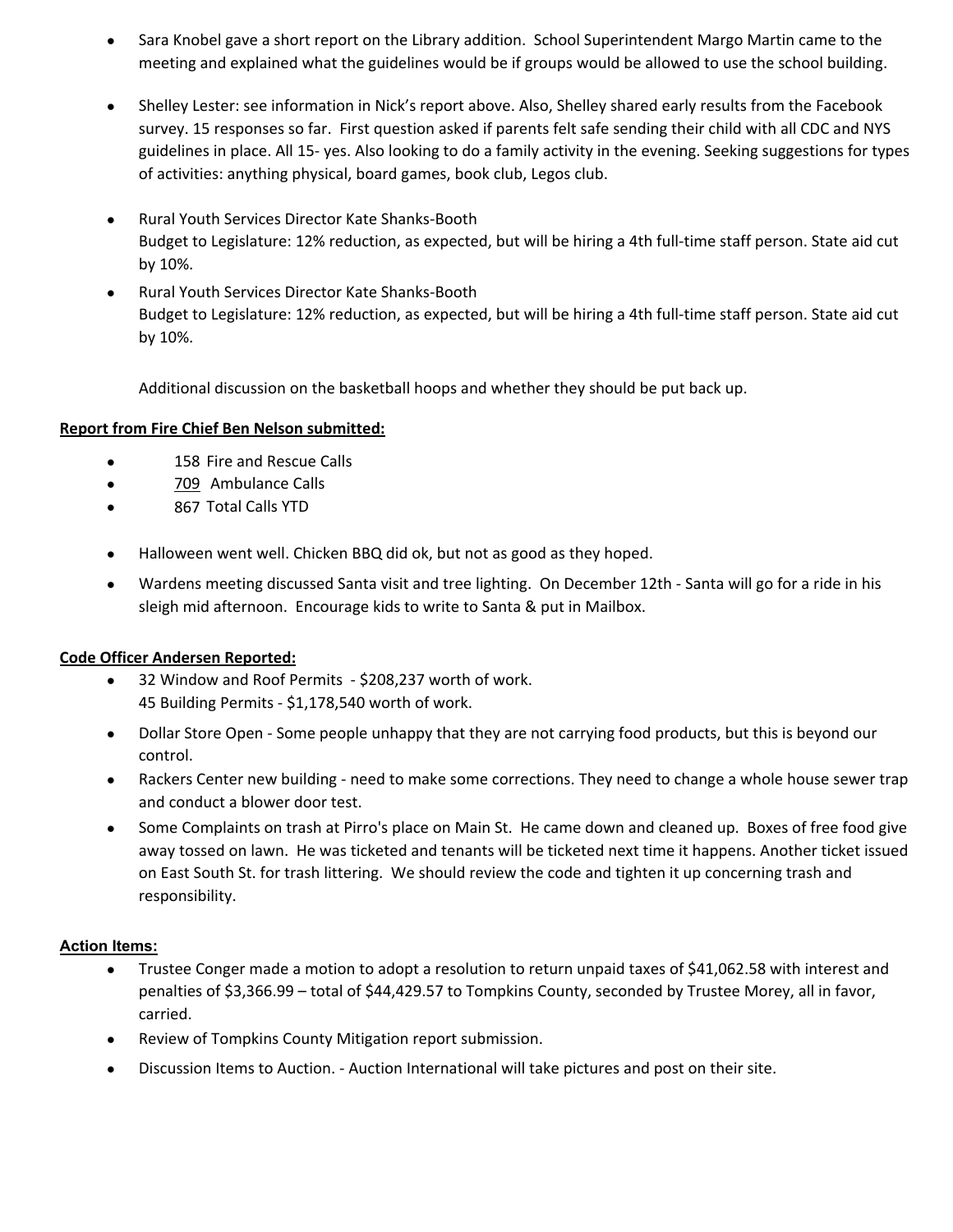- Sara Knobel gave a short report on the Library addition. School Superintendent Margo Martin came to the meeting and explained what the guidelines would be if groups would be allowed to use the school building.

- Shelley Lester: see information in Nick's report above. Also, Shelley shared early results from the Facebook survey. 15 responses so far. First question asked if parents felt safe sending their child with all CDC and NYS guidelines in place. All 15- yes. Also looking to do a family activity in the evening. Seeking suggestions for types of activities: anything physical, board games, book club, Legos club.

- Rural Youth Services Director Kate Shanks-Booth
  Budget to Legislature: 12% reduction, as expected, but will be hiring a 4th full-time staff person. State aid cut by 10%.
- Rural Youth Services Director Kate Shanks-Booth
  Budget to Legislature: 12% reduction, as expected, but will be hiring a 4th full-time staff person. State aid cut by 10%.

  Additional discussion on the basketball hoops and whether they should be put back up.

**Report from Fire Chief Ben Nelson submitted:**

- 158 Fire and Rescue Calls
- 709 Ambulance Calls
- 867 Total Calls YTD

- Halloween went well. Chicken BBQ did ok, but not as good as they hoped.
- Wardens meeting discussed Santa visit and tree lighting. On December 12th - Santa will go for a ride in his sleigh mid afternoon. Encourage kids to write to Santa & put in Mailbox.

**Code Officer Andersen Reported:**

- 32 Window and Roof Permits - $208,237 worth of work.
  45 Building Permits - $1,178,540 worth of work.
- Dollar Store Open - Some people unhappy that they are not carrying food products, but this is beyond our control.
- Rackers Center new building - need to make some corrections. They need to change a whole house sewer trap and conduct a blower door test.
- Some Complaints on trash at Pirro's place on Main St. He came down and cleaned up. Boxes of free food give away tossed on lawn. He was ticketed and tenants will be ticketed next time it happens. Another ticket issued on East South St. for trash littering. We should review the code and tighten it up concerning trash and responsibility.

**Action Items:**

- Trustee Conger made a motion to adopt a resolution to return unpaid taxes of $41,062.58 with interest and penalties of $3,366.99 – total of $44,429.57 to Tompkins County, seconded by Trustee Morey, all in favor, carried.
- Review of Tompkins County Mitigation report submission.
- Discussion Items to Auction. - Auction International will take pictures and post on their site.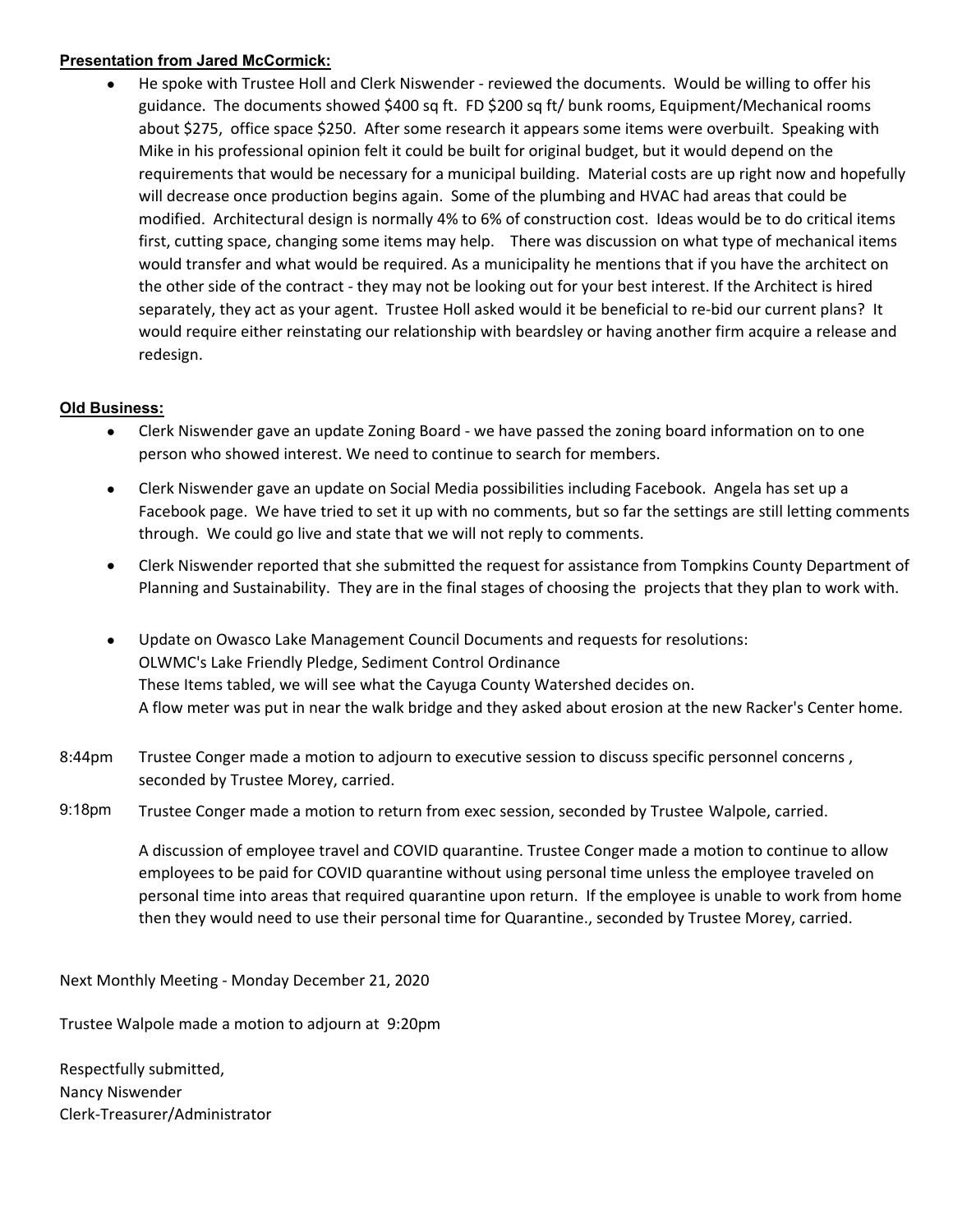**Presentation from Jared McCormick:**

- He spoke with Trustee Holl and Clerk Niswender - reviewed the documents. Would be willing to offer his guidance. The documents showed $400 sq ft. FD $200 sq ft/ bunk rooms, Equipment/Mechanical rooms about $275, office space $250. After some research it appears some items were overbuilt. Speaking with Mike in his professional opinion felt it could be built for original budget, but it would depend on the requirements that would be necessary for a municipal building. Material costs are up right now and hopefully will decrease once production begins again. Some of the plumbing and HVAC had areas that could be modified. Architectural design is normally 4% to 6% of construction cost. Ideas would be to do critical items first, cutting space, changing some items may help. There was discussion on what type of mechanical items would transfer and what would be required. As a municipality he mentions that if you have the architect on the other side of the contract - they may not be looking out for your best interest. If the Architect is hired separately, they act as your agent. Trustee Holl asked would it be beneficial to re-bid our current plans? It would require either reinstating our relationship with beardsley or having another firm acquire a release and redesign.

**Old Business:**

- Clerk Niswender gave an update Zoning Board - we have passed the zoning board information on to one person who showed interest. We need to continue to search for members.
- Clerk Niswender gave an update on Social Media possibilities including Facebook. Angela has set up a Facebook page. We have tried to set it up with no comments, but so far the settings are still letting comments through. We could go live and state that we will not reply to comments.
- Clerk Niswender reported that she submitted the request for assistance from Tompkins County Department of Planning and Sustainability. They are in the final stages of choosing the projects that they plan to work with.
- Update on Owasco Lake Management Council Documents and requests for resolutions:
  OLWMC's Lake Friendly Pledge, Sediment Control Ordinance
  These Items tabled, we will see what the Cayuga County Watershed decides on.
  A flow meter was put in near the walk bridge and they asked about erosion at the new Racker's Center home.

8:44pm Trustee Conger made a motion to adjourn to executive session to discuss specific personnel concerns , seconded by Trustee Morey, carried.

9:18pm Trustee Conger made a motion to return from exec session, seconded by Trustee Walpole, carried.

A discussion of employee travel and COVID quarantine. Trustee Conger made a motion to continue to allow employees to be paid for COVID quarantine without using personal time unless the employee traveled on personal time into areas that required quarantine upon return. If the employee is unable to work from home then they would need to use their personal time for Quarantine., seconded by Trustee Morey, carried.

Next Monthly Meeting - Monday December 21, 2020

Trustee Walpole made a motion to adjourn at 9:20pm

Respectfully submitted,
Nancy Niswender
Clerk-Treasurer/Administrator